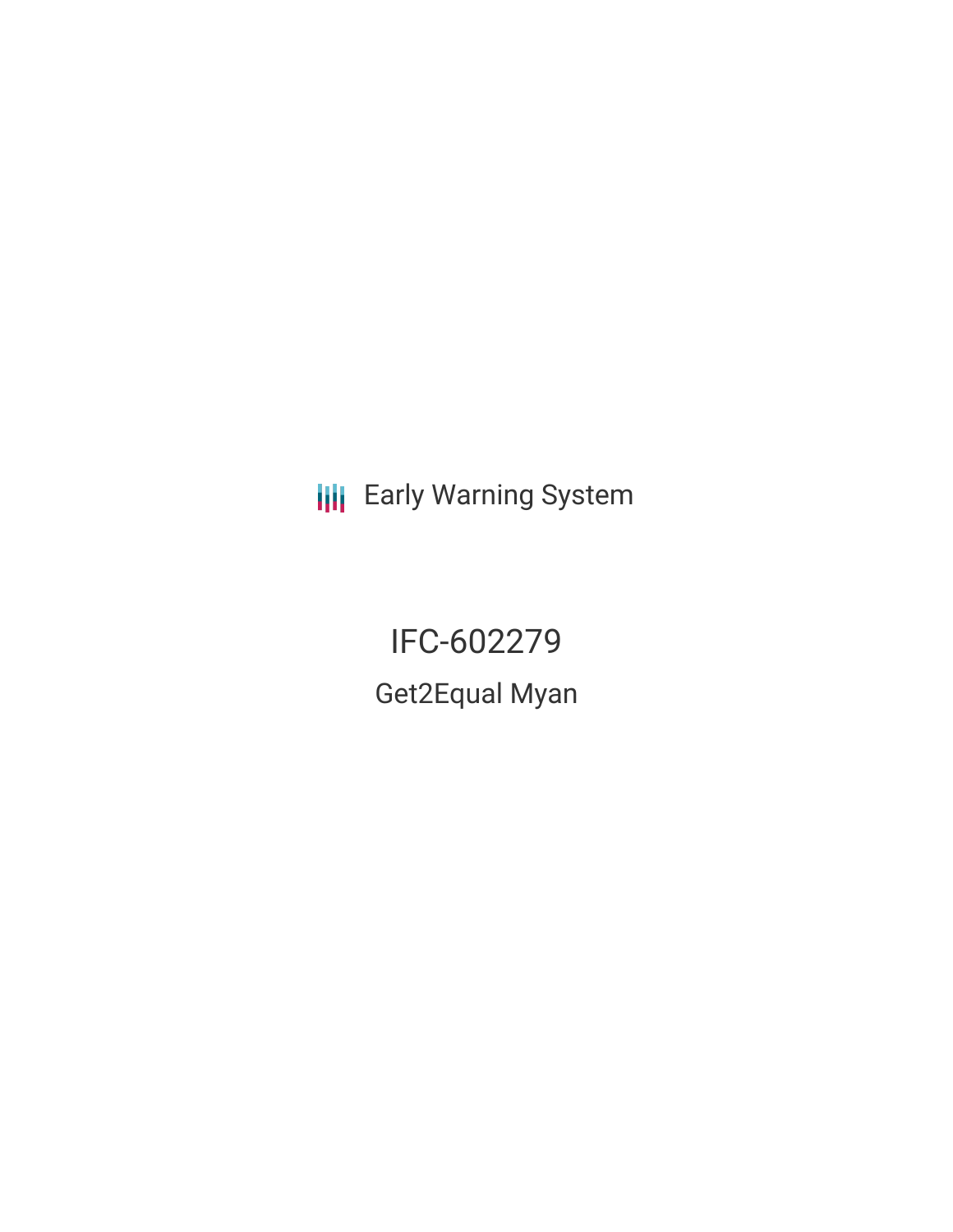Early Warning System

# IFC-602279

## Get2Equal Myan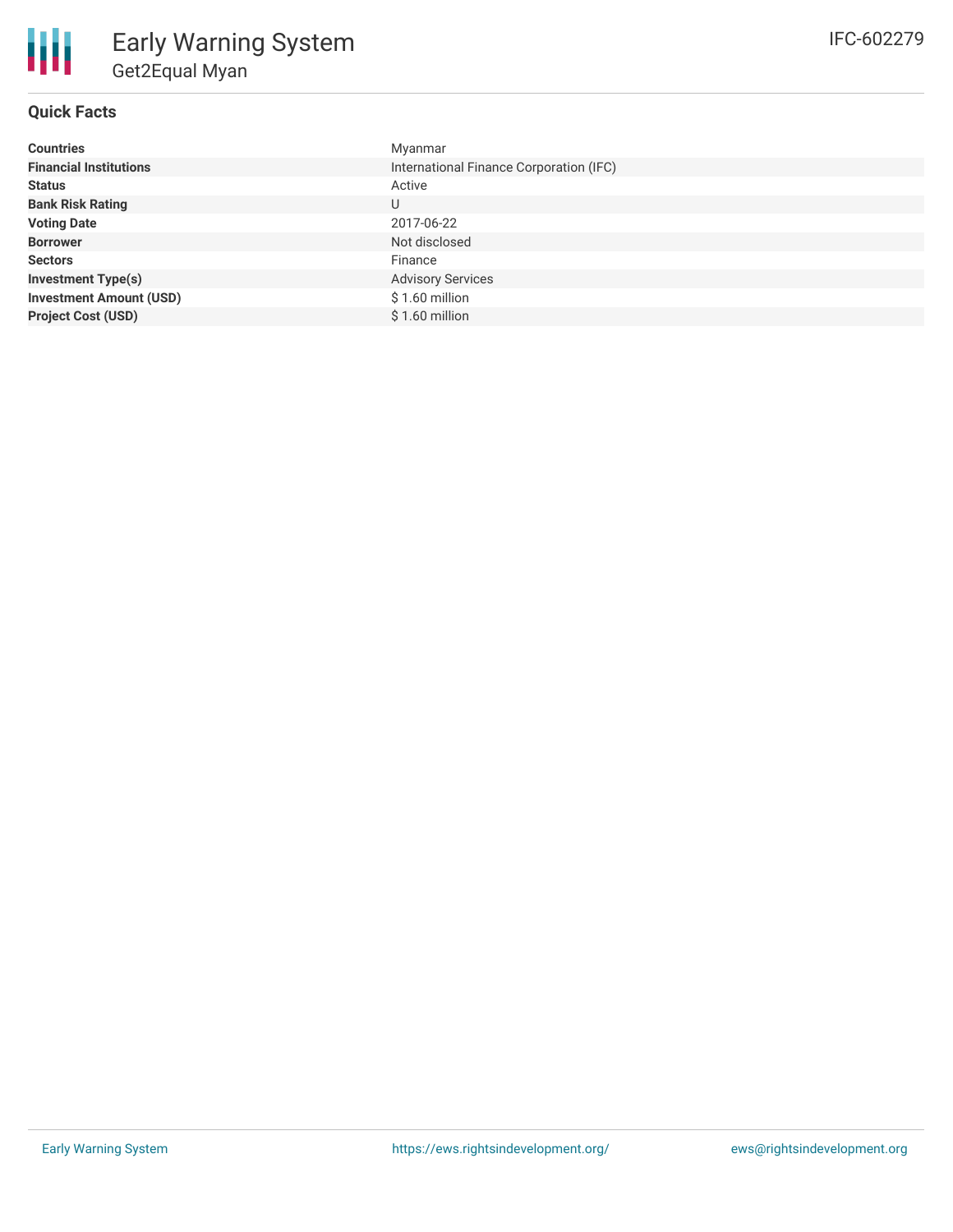# Early Warning System

## Get2Equal Myan

IFC-602279

### Quick Facts

| | |
|---|---|
| **Countries** | Myanmar |
| **Financial Institutions** | International Finance Corporation (IFC) |
| **Status** | Active |
| **Bank Risk Rating** | U |
| **Voting Date** | 2017-06-22 |
| **Borrower** | Not disclosed |
| **Sectors** | Finance |
| **Investment Type(s)** | Advisory Services |
| **Investment Amount (USD)** | $ 1.60 million |
| **Project Cost (USD)** | $ 1.60 million |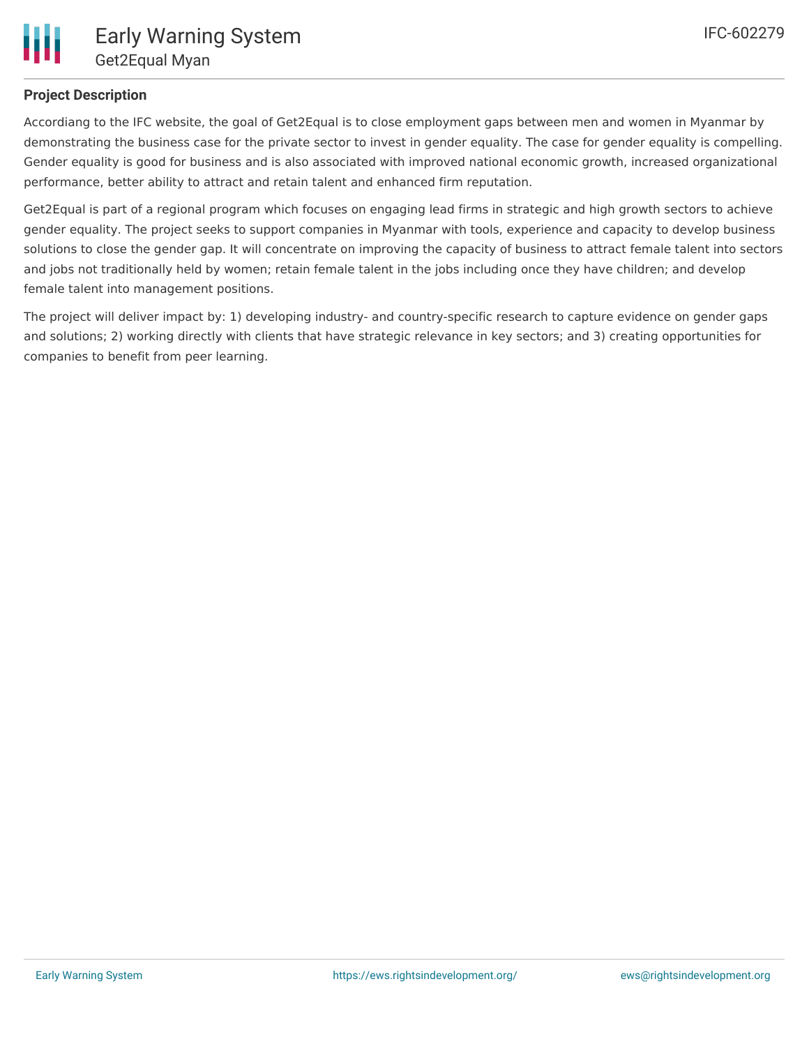## Project Description

Accordiang to the IFC website, the goal of Get2Equal is to close employment gaps between men and women in Myanmar by demonstrating the business case for the private sector to invest in gender equality. The case for gender equality is compelling. Gender equality is good for business and is also associated with improved national economic growth, increased organizational performance, better ability to attract and retain talent and enhanced firm reputation.

Get2Equal is part of a regional program which focuses on engaging lead firms in strategic and high growth sectors to achieve gender equality. The project seeks to support companies in Myanmar with tools, experience and capacity to develop business solutions to close the gender gap. It will concentrate on improving the capacity of business to attract female talent into sectors and jobs not traditionally held by women; retain female talent in the jobs including once they have children; and develop female talent into management positions.

The project will deliver impact by: 1) developing industry- and country-specific research to capture evidence on gender gaps and solutions; 2) working directly with clients that have strategic relevance in key sectors; and 3) creating opportunities for companies to benefit from peer learning.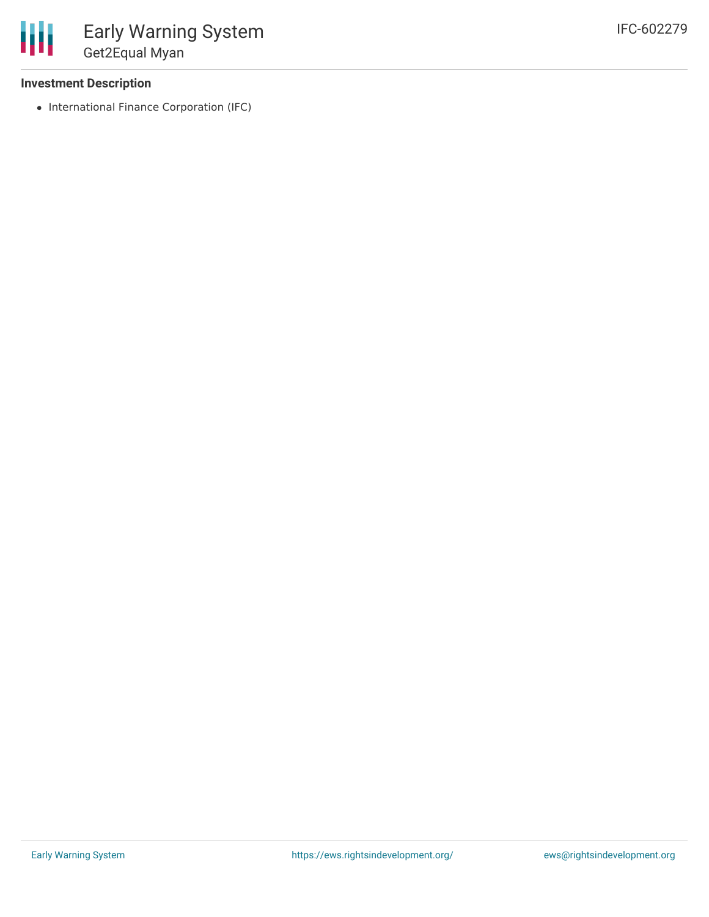**Investment Description**

- International Finance Corporation (IFC)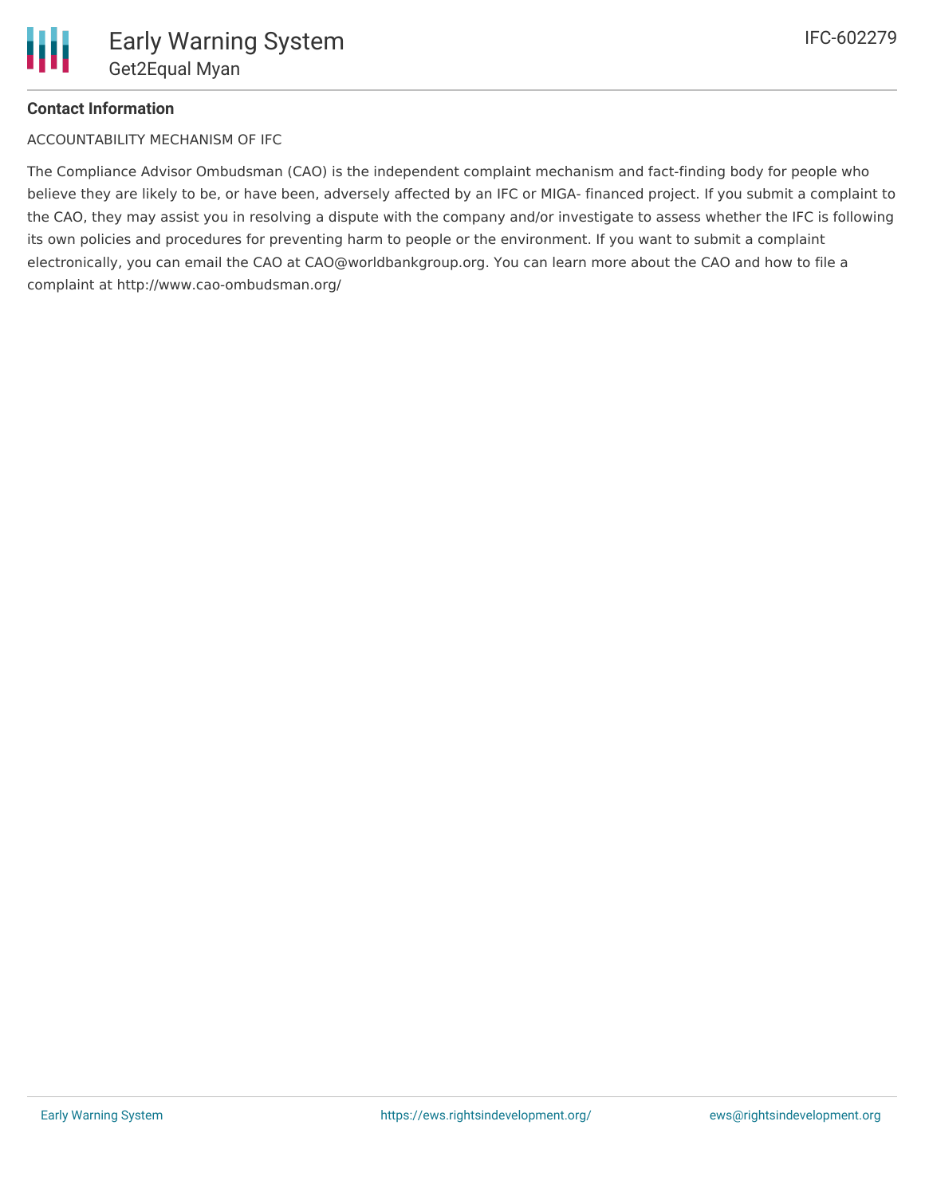**Contact Information**

ACCOUNTABILITY MECHANISM OF IFC

The Compliance Advisor Ombudsman (CAO) is the independent complaint mechanism and fact-finding body for people who believe they are likely to be, or have been, adversely affected by an IFC or MIGA- financed project. If you submit a complaint to the CAO, they may assist you in resolving a dispute with the company and/or investigate to assess whether the IFC is following its own policies and procedures for preventing harm to people or the environment. If you want to submit a complaint electronically, you can email the CAO at CAO@worldbankgroup.org. You can learn more about the CAO and how to file a complaint at http://www.cao-ombudsman.org/